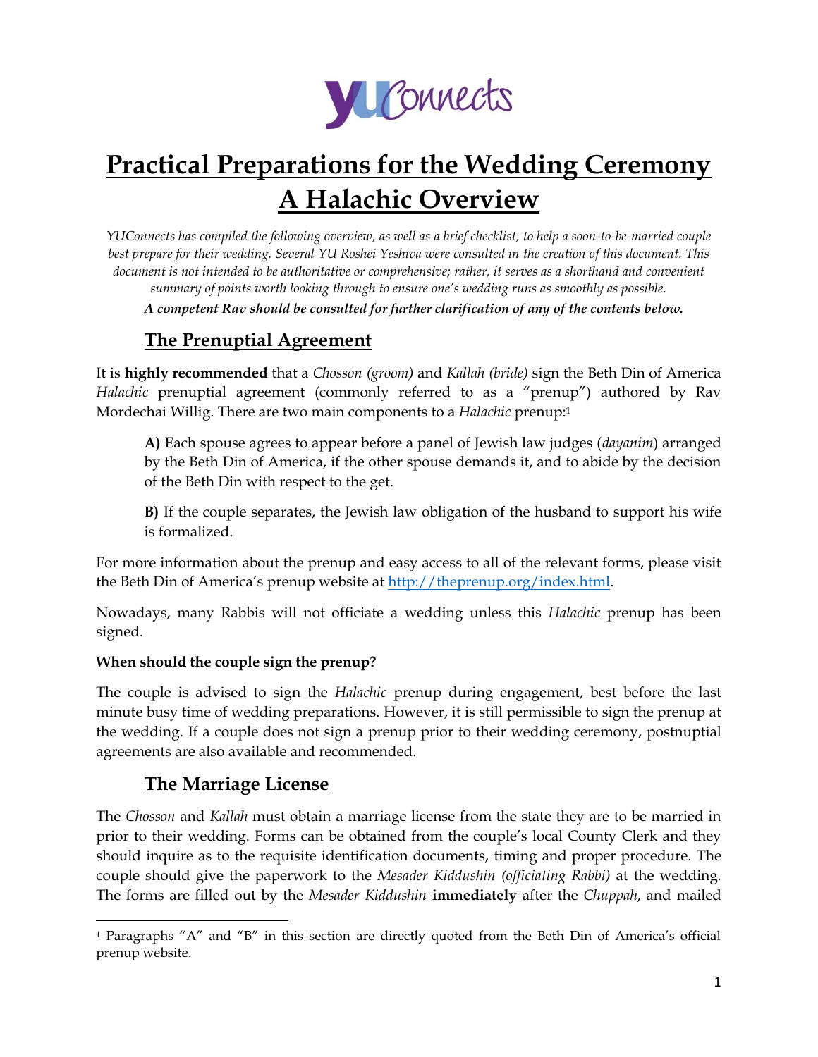# Practical Preparations for the Wedding Ceremony A Halachic Overview

*YUConnects has compiled the following overview, as well as a brief checklist, to help a soon-to-be-married couple best prepare for their wedding. Several YU Roshei Yeshiva were consulted in the creation of this document. This document is not intended to be authoritative or comprehensive; rather, it serves as a shorthand and convenient summary of points worth looking through to ensure one's wedding runs as smoothly as possible.*

***A competent Rav should be consulted for further clarification of any of the contents below.***

## The Prenuptial Agreement

It is **highly recommended** that a *Chosson (groom)* and *Kallah (bride)* sign the Beth Din of America *Halachic* prenuptial agreement (commonly referred to as a "prenup") authored by Rav Mordechai Willig. There are two main components to a *Halachic* prenup:[1]

> **A)** Each spouse agrees to appear before a panel of Jewish law judges (*dayanim*) arranged by the Beth Din of America, if the other spouse demands it, and to abide by the decision of the Beth Din with respect to the get.
>
> **B)** If the couple separates, the Jewish law obligation of the husband to support his wife is formalized.

For more information about the prenup and easy access to all of the relevant forms, please visit the Beth Din of America's prenup website at http://theprenup.org/index.html.

Nowadays, many Rabbis will not officiate a wedding unless this *Halachic* prenup has been signed.

**When should the couple sign the prenup?**

The couple is advised to sign the *Halachic* prenup during engagement, best before the last minute busy time of wedding preparations. However, it is still permissible to sign the prenup at the wedding. If a couple does not sign a prenup prior to their wedding ceremony, postnuptial agreements are also available and recommended.

## The Marriage License

The *Chosson* and *Kallah* must obtain a marriage license from the state they are to be married in prior to their wedding. Forms can be obtained from the couple's local County Clerk and they should inquire as to the requisite identification documents, timing and proper procedure. The couple should give the paperwork to the *Mesader Kiddushin (officiating Rabbi)* at the wedding. The forms are filled out by the *Mesader Kiddushin* **immediately** after the *Chuppah*, and mailed

---

[1] Paragraphs "A" and "B" in this section are directly quoted from the Beth Din of America's official prenup website.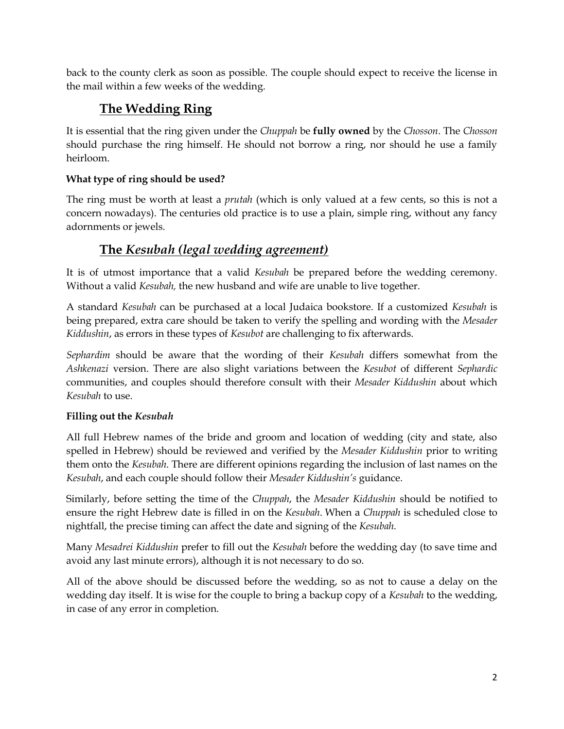back to the county clerk as soon as possible. The couple should expect to receive the license in the mail within a few weeks of the wedding.

## The Wedding Ring

It is essential that the ring given under the *Chuppah* be **fully owned** by the *Chosson*. The *Chosson* should purchase the ring himself. He should not borrow a ring, nor should he use a family heirloom.

**What type of ring should be used?**

The ring must be worth at least a *prutah* (which is only valued at a few cents, so this is not a concern nowadays). The centuries old practice is to use a plain, simple ring, without any fancy adornments or jewels.

## The *Kesubah (legal wedding agreement)*

It is of utmost importance that a valid *Kesubah* be prepared before the wedding ceremony. Without a valid *Kesubah,* the new husband and wife are unable to live together.

A standard *Kesubah* can be purchased at a local Judaica bookstore. If a customized *Kesubah* is being prepared, extra care should be taken to verify the spelling and wording with the *Mesader Kiddushin*, as errors in these types of *Kesubot* are challenging to fix afterwards.

*Sephardim* should be aware that the wording of their *Kesubah* differs somewhat from the *Ashkenazi* version. There are also slight variations between the *Kesubot* of different *Sephardic* communities, and couples should therefore consult with their *Mesader Kiddushin* about which *Kesubah* to use.

**Filling out the *Kesubah***

All full Hebrew names of the bride and groom and location of wedding (city and state, also spelled in Hebrew) should be reviewed and verified by the *Mesader Kiddushin* prior to writing them onto the *Kesubah*. There are different opinions regarding the inclusion of last names on the *Kesubah*, and each couple should follow their *Mesader Kiddushin's* guidance.

Similarly, before setting the time of the *Chuppah*, the *Mesader Kiddushin* should be notified to ensure the right Hebrew date is filled in on the *Kesubah*. When a *Chuppah* is scheduled close to nightfall, the precise timing can affect the date and signing of the *Kesubah.*

Many *Mesadrei Kiddushin* prefer to fill out the *Kesubah* before the wedding day (to save time and avoid any last minute errors), although it is not necessary to do so.

All of the above should be discussed before the wedding, so as not to cause a delay on the wedding day itself. It is wise for the couple to bring a backup copy of a *Kesubah* to the wedding, in case of any error in completion.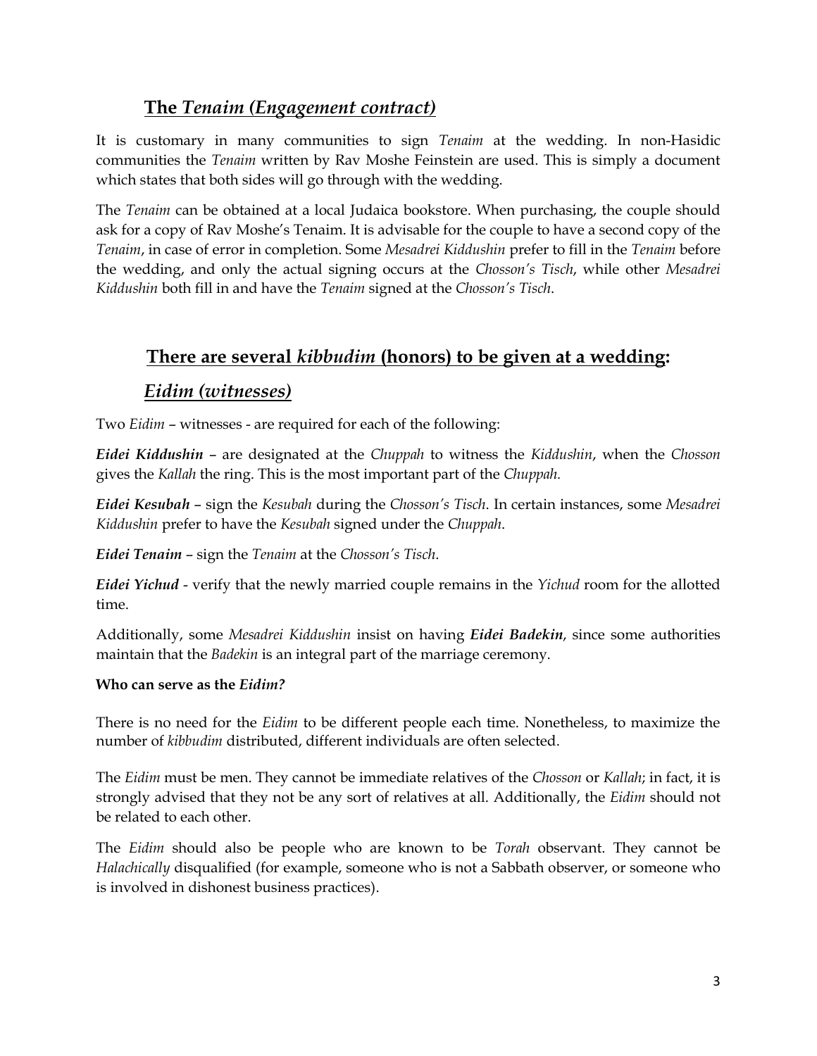## The *Tenaim (Engagement contract)*

It is customary in many communities to sign *Tenaim* at the wedding. In non-Hasidic communities the *Tenaim* written by Rav Moshe Feinstein are used. This is simply a document which states that both sides will go through with the wedding.

The *Tenaim* can be obtained at a local Judaica bookstore. When purchasing, the couple should ask for a copy of Rav Moshe's Tenaim. It is advisable for the couple to have a second copy of the *Tenaim*, in case of error in completion. Some *Mesadrei Kiddushin* prefer to fill in the *Tenaim* before the wedding, and only the actual signing occurs at the *Chosson's Tisch*, while other *Mesadrei Kiddushin* both fill in and have the *Tenaim* signed at the *Chosson's Tisch*.

## There are several *kibbudim* (honors) to be given at a wedding:

## *Eidim (witnesses)*

Two *Eidim* – witnesses - are required for each of the following:

***Eidei Kiddushin*** – are designated at the *Chuppah* to witness the *Kiddushin*, when the *Chosson* gives the *Kallah* the ring. This is the most important part of the *Chuppah.*

***Eidei Kesubah*** – sign the *Kesubah* during the *Chosson's Tisch*. In certain instances, some *Mesadrei Kiddushin* prefer to have the *Kesubah* signed under the *Chuppah*.

***Eidei Tenaim*** – sign the *Tenaim* at the *Chosson's Tisch*.

***Eidei Yichud*** - verify that the newly married couple remains in the *Yichud* room for the allotted time.

Additionally, some *Mesadrei Kiddushin* insist on having ***Eidei Badekin***, since some authorities maintain that the *Badekin* is an integral part of the marriage ceremony.

**Who can serve as the *Eidim?***

There is no need for the *Eidim* to be different people each time. Nonetheless, to maximize the number of *kibbudim* distributed, different individuals are often selected.

The *Eidim* must be men. They cannot be immediate relatives of the *Chosson* or *Kallah*; in fact, it is strongly advised that they not be any sort of relatives at all. Additionally, the *Eidim* should not be related to each other.

The *Eidim* should also be people who are known to be *Torah* observant. They cannot be *Halachically* disqualified (for example, someone who is not a Sabbath observer, or someone who is involved in dishonest business practices).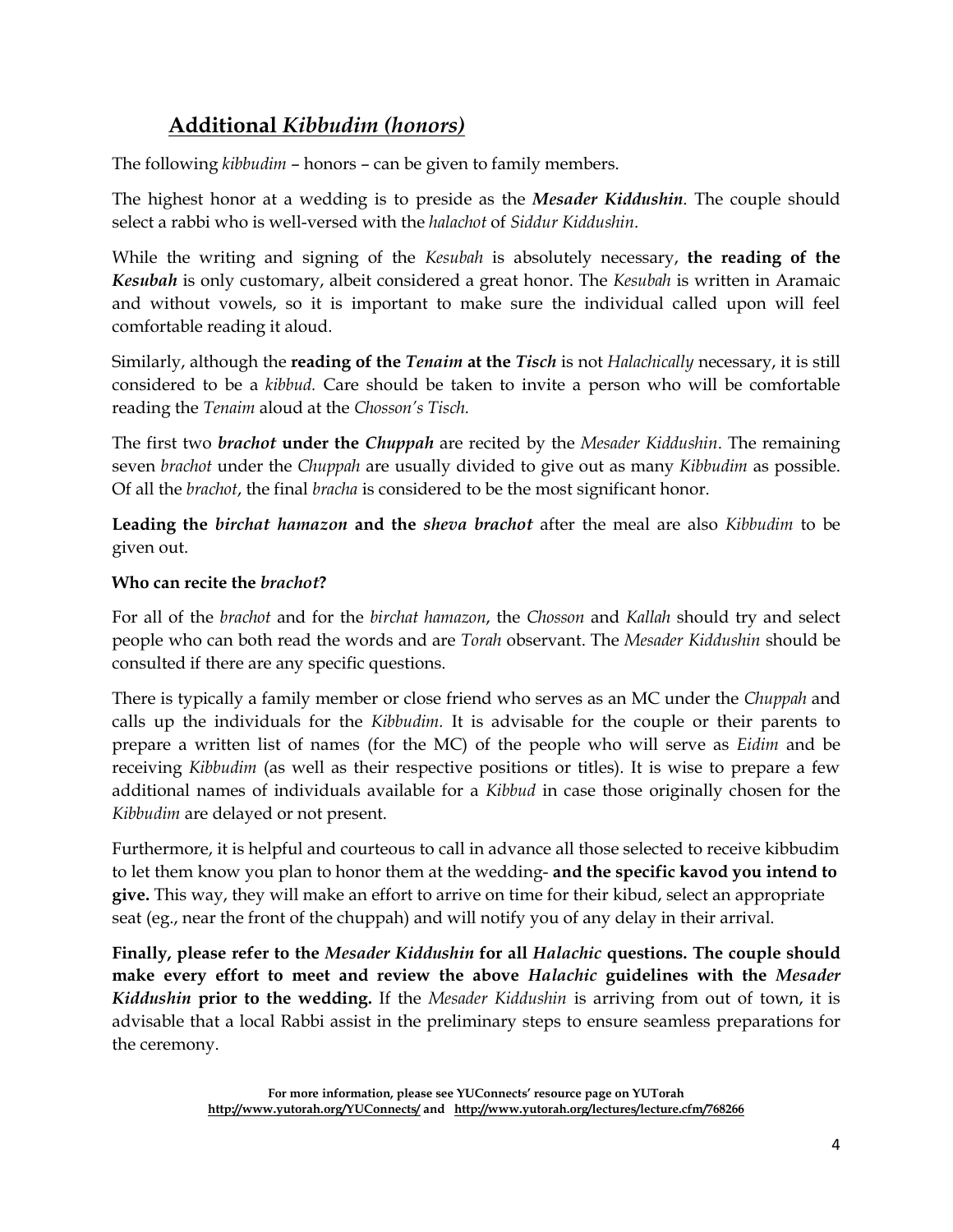## **Additional *Kibbudim (honors)***

The following *kibbudim* – honors – can be given to family members.

The highest honor at a wedding is to preside as the ***Mesader Kiddushin***. The couple should select a rabbi who is well-versed with the *halachot* of *Siddur Kiddushin*.

While the writing and signing of the *Kesubah* is absolutely necessary, **the reading of the *Kesubah*** is only customary, albeit considered a great honor. The *Kesubah* is written in Aramaic and without vowels, so it is important to make sure the individual called upon will feel comfortable reading it aloud.

Similarly, although the **reading of the *Tenaim* at the *Tisch*** is not *Halachically* necessary, it is still considered to be a *kibbud.* Care should be taken to invite a person who will be comfortable reading the *Tenaim* aloud at the *Chosson's Tisch.*

The first two ***brachot* under the *Chuppah*** are recited by the *Mesader Kiddushin*. The remaining seven *brachot* under the *Chuppah* are usually divided to give out as many *Kibbudim* as possible. Of all the *brachot*, the final *bracha* is considered to be the most significant honor.

**Leading the *birchat hamazon* and the *sheva brachot*** after the meal are also *Kibbudim* to be given out.

**Who can recite the *brachot*?**

For all of the *brachot* and for the *birchat hamazon*, the *Chosson* and *Kallah* should try and select people who can both read the words and are *Torah* observant. The *Mesader Kiddushin* should be consulted if there are any specific questions.

There is typically a family member or close friend who serves as an MC under the *Chuppah* and calls up the individuals for the *Kibbudim.* It is advisable for the couple or their parents to prepare a written list of names (for the MC) of the people who will serve as *Eidim* and be receiving *Kibbudim* (as well as their respective positions or titles). It is wise to prepare a few additional names of individuals available for a *Kibbud* in case those originally chosen for the *Kibbudim* are delayed or not present.

Furthermore, it is helpful and courteous to call in advance all those selected to receive kibbudim to let them know you plan to honor them at the wedding- **and the specific kavod you intend to give.** This way, they will make an effort to arrive on time for their kibud, select an appropriate seat (eg., near the front of the chuppah) and will notify you of any delay in their arrival.

**Finally, please refer to the *Mesader Kiddushin* for all *Halachic* questions. The couple should make every effort to meet and review the above *Halachic* guidelines with the *Mesader Kiddushin* prior to the wedding.** If the *Mesader Kiddushin* is arriving from out of town, it is advisable that a local Rabbi assist in the preliminary steps to ensure seamless preparations for the ceremony.

**For more information, please see YUConnects' resource page on YUTorah http://www.yutorah.org/YUConnects/ and http://www.yutorah.org/lectures/lecture.cfm/768266**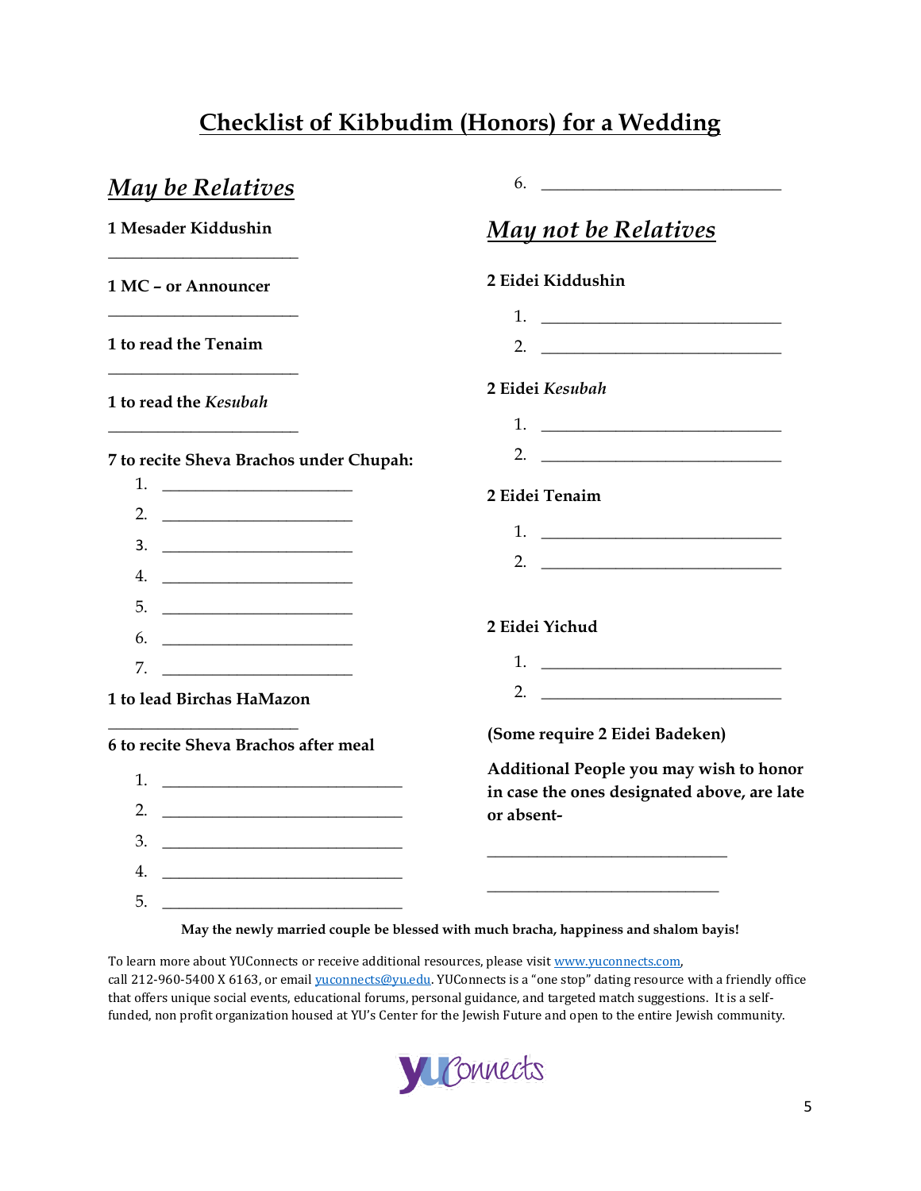# Checklist of Kibbudim (Honors) for a Wedding

## *May be Relatives*

**1 Mesader Kiddushin**

______________________

**1 MC – or Announcer**

______________________

**1 to read the Tenaim**

______________________

**1 to read the *Kesubah***

______________________

**7 to recite Sheva Brachos under Chupah:**

1. ______________________
2. ______________________
3. ______________________
4. ______________________
5. ______________________
6. ______________________
7. ______________________

**1 to lead Birchas HaMazon**

______________________

**6 to recite Sheva Brachos after meal**

1. ____________________________
2. ____________________________
3. ____________________________
4. ____________________________
5. ____________________________
6. ____________________________

## *May not be Relatives*

**2 Eidei Kiddushin**

1. ____________________________
2. ____________________________

**2 Eidei *Kesubah***

1. ____________________________
2. ____________________________

**2 Eidei Tenaim**

1. ____________________________
2. ____________________________

**2 Eidei Yichud**

1. ____________________________
2. ____________________________

**(Some require 2 Eidei Badeken)**

**Additional People you may wish to honor in case the ones designated above, are late or absent-**

____________________________

____________________________

**May the newly married couple be blessed with much bracha, happiness and shalom bayis!**

To learn more about YUConnects or receive additional resources, please visit www.yuconnects.com, call 212-960-5400 X 6163, or email yuconnects@yu.edu. YUConnects is a "one stop" dating resource with a friendly office that offers unique social events, educational forums, personal guidance, and targeted match suggestions. It is a self-funded, non profit organization housed at YU's Center for the Jewish Future and open to the entire Jewish community.

yuConnects